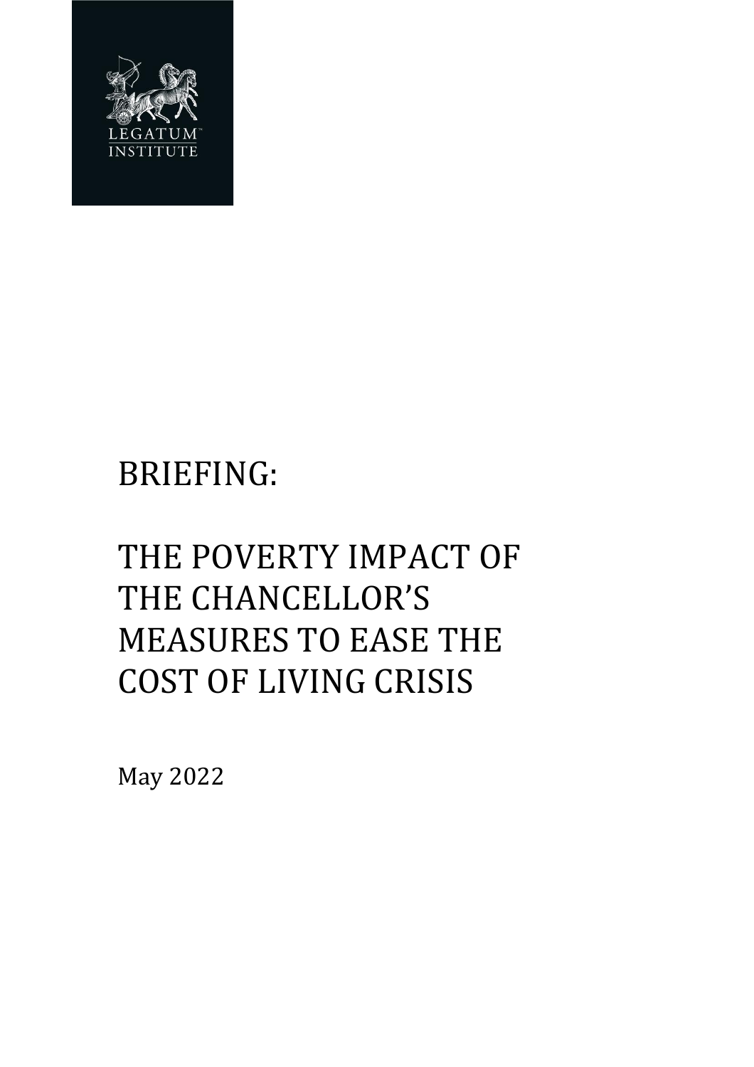LEGATUM INSTITUTE

# BRIEFING:

# THE POVERTY IMPACT OF THE CHANCELLOR'S MEASURES TO EASE THE COST OF LIVING CRISIS

May 2022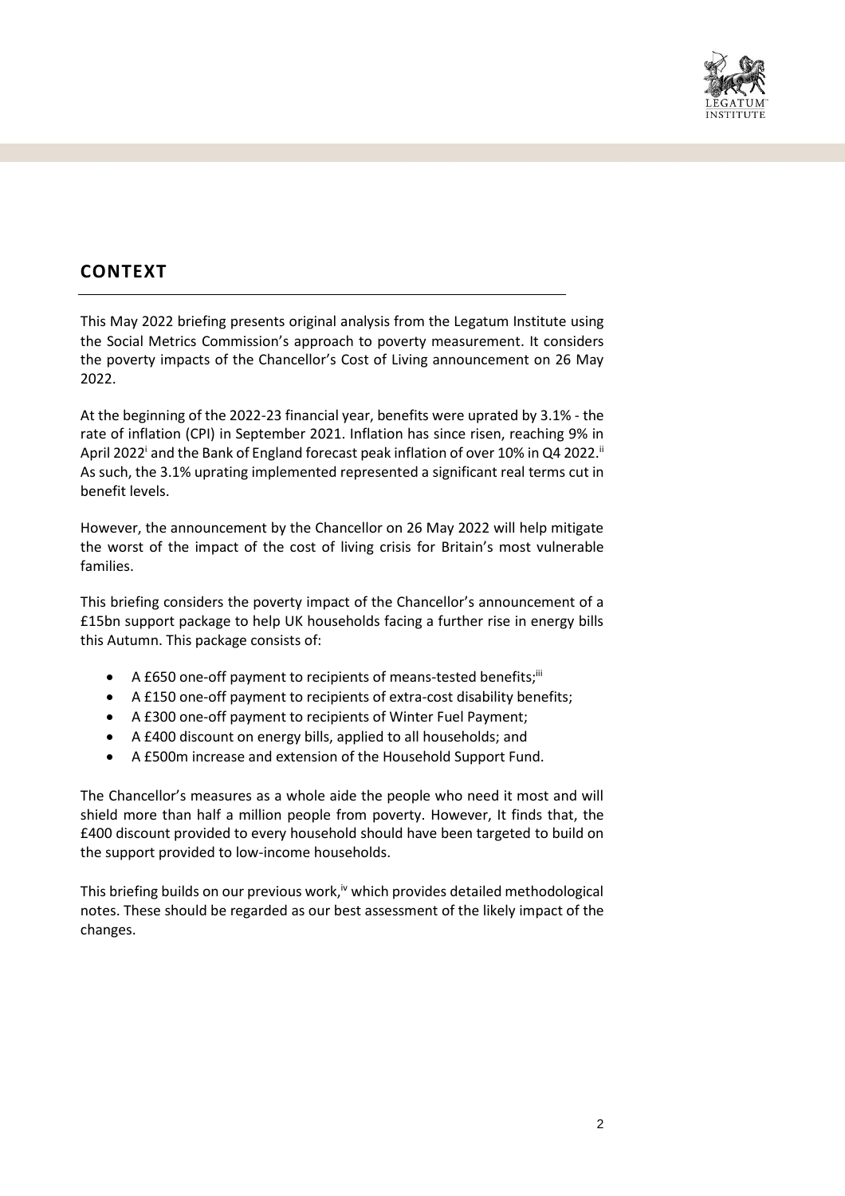## CONTEXT

This May 2022 briefing presents original analysis from the Legatum Institute using the Social Metrics Commission's approach to poverty measurement. It considers the poverty impacts of the Chancellor's Cost of Living announcement on 26 May 2022.

At the beginning of the 2022-23 financial year, benefits were uprated by 3.1% - the rate of inflation (CPI) in September 2021. Inflation has since risen, reaching 9% in April 2022[i] and the Bank of England forecast peak inflation of over 10% in Q4 2022.[ii] As such, the 3.1% uprating implemented represented a significant real terms cut in benefit levels.

However, the announcement by the Chancellor on 26 May 2022 will help mitigate the worst of the impact of the cost of living crisis for Britain's most vulnerable families.

This briefing considers the poverty impact of the Chancellor's announcement of a £15bn support package to help UK households facing a further rise in energy bills this Autumn. This package consists of:

- A £650 one-off payment to recipients of means-tested benefits;[iii]
- A £150 one-off payment to recipients of extra-cost disability benefits;
- A £300 one-off payment to recipients of Winter Fuel Payment;
- A £400 discount on energy bills, applied to all households; and
- A £500m increase and extension of the Household Support Fund.

The Chancellor's measures as a whole aide the people who need it most and will shield more than half a million people from poverty. However, It finds that, the £400 discount provided to every household should have been targeted to build on the support provided to low-income households.

This briefing builds on our previous work,[iv] which provides detailed methodological notes. These should be regarded as our best assessment of the likely impact of the changes.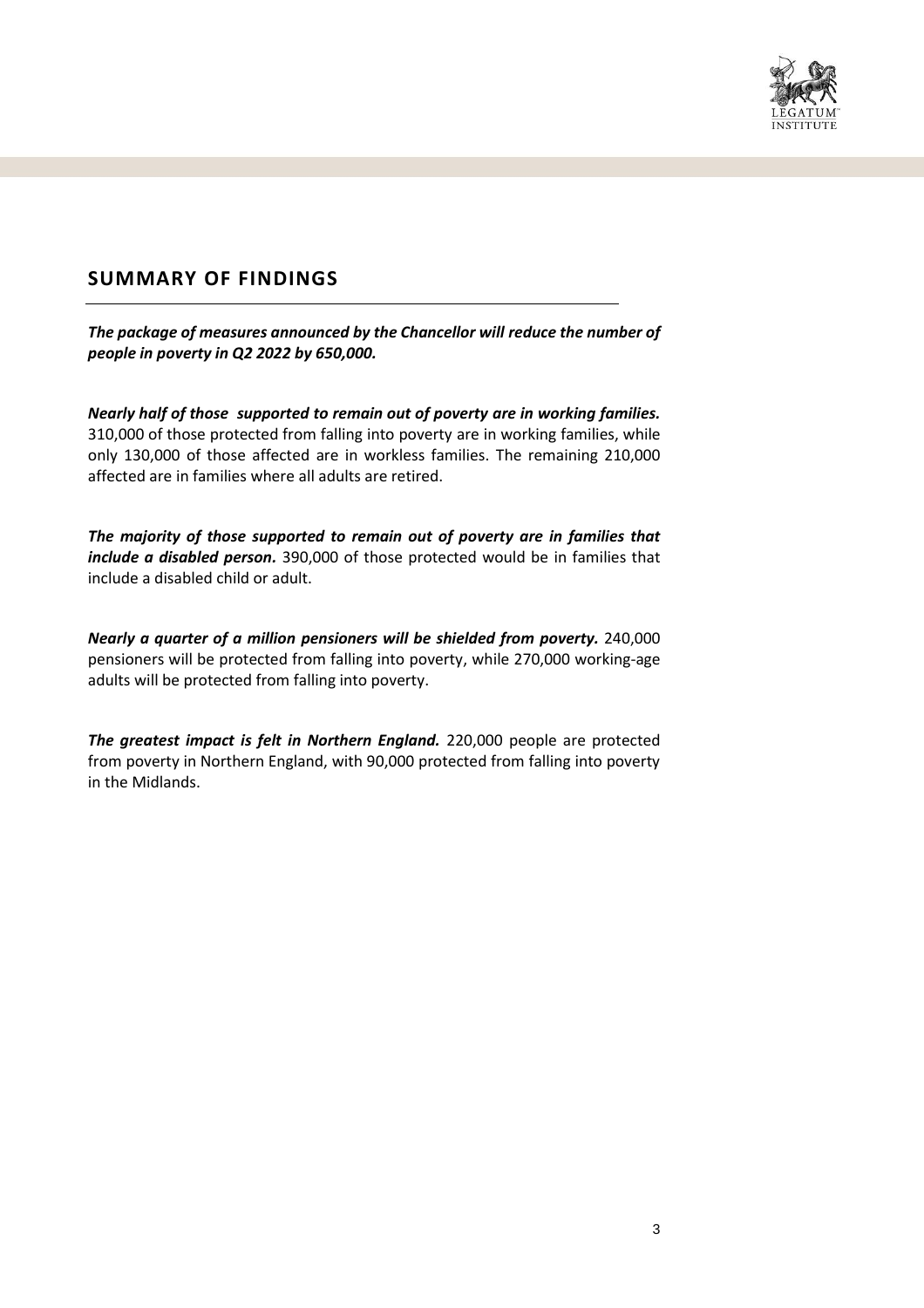## SUMMARY OF FINDINGS

***The package of measures announced by the Chancellor will reduce the number of people in poverty in Q2 2022 by 650,000.***

***Nearly half of those supported to remain out of poverty are in working families.*** 310,000 of those protected from falling into poverty are in working families, while only 130,000 of those affected are in workless families. The remaining 210,000 affected are in families where all adults are retired.

***The majority of those supported to remain out of poverty are in families that include a disabled person.*** 390,000 of those protected would be in families that include a disabled child or adult.

***Nearly a quarter of a million pensioners will be shielded from poverty.*** 240,000 pensioners will be protected from falling into poverty, while 270,000 working-age adults will be protected from falling into poverty.

***The greatest impact is felt in Northern England.*** 220,000 people are protected from poverty in Northern England, with 90,000 protected from falling into poverty in the Midlands.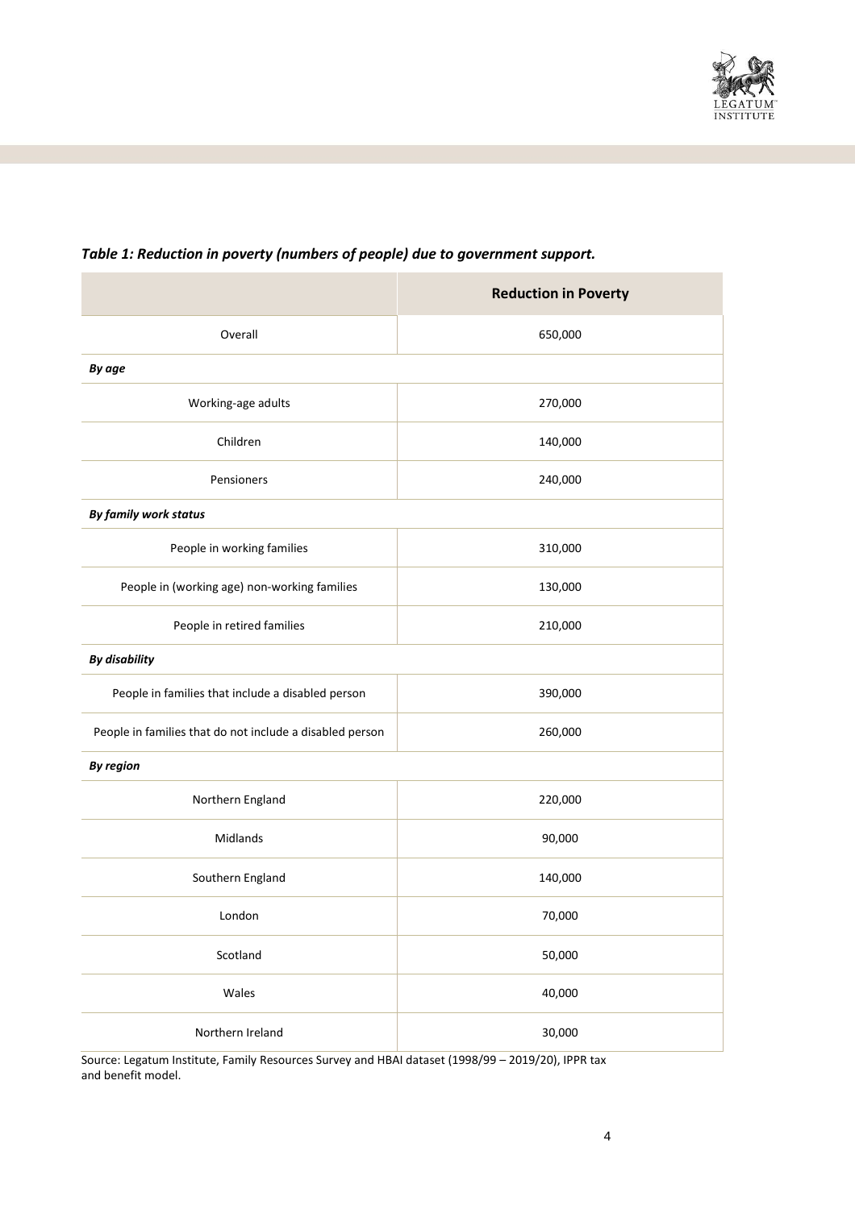*Table 1: Reduction in poverty (numbers of people) due to government support.*

| | **Reduction in Poverty** |
|---|---|
| Overall | 650,000 |
| ***By age*** | |
| Working-age adults | 270,000 |
| Children | 140,000 |
| Pensioners | 240,000 |
| ***By family work status*** | |
| People in working families | 310,000 |
| People in (working age) non-working families | 130,000 |
| People in retired families | 210,000 |
| ***By disability*** | |
| People in families that include a disabled person | 390,000 |
| People in families that do not include a disabled person | 260,000 |
| ***By region*** | |
| Northern England | 220,000 |
| Midlands | 90,000 |
| Southern England | 140,000 |
| London | 70,000 |
| Scotland | 50,000 |
| Wales | 40,000 |
| Northern Ireland | 30,000 |

Source: Legatum Institute, Family Resources Survey and HBAI dataset (1998/99 – 2019/20), IPPR tax and benefit model.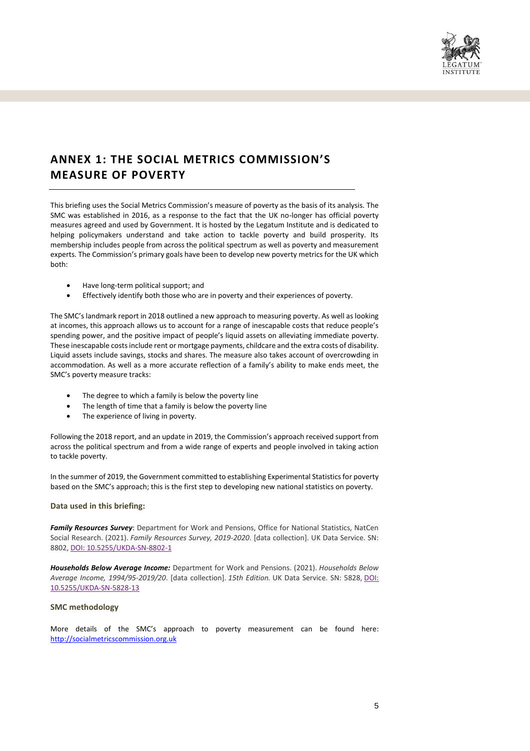# ANNEX 1: THE SOCIAL METRICS COMMISSION'S MEASURE OF POVERTY

This briefing uses the Social Metrics Commission's measure of poverty as the basis of its analysis. The SMC was established in 2016, as a response to the fact that the UK no-longer has official poverty measures agreed and used by Government. It is hosted by the Legatum Institute and is dedicated to helping policymakers understand and take action to tackle poverty and build prosperity. Its membership includes people from across the political spectrum as well as poverty and measurement experts. The Commission's primary goals have been to develop new poverty metrics for the UK which both:

- Have long-term political support; and
- Effectively identify both those who are in poverty and their experiences of poverty.

The SMC's landmark report in 2018 outlined a new approach to measuring poverty. As well as looking at incomes, this approach allows us to account for a range of inescapable costs that reduce people's spending power, and the positive impact of people's liquid assets on alleviating immediate poverty. These inescapable costs include rent or mortgage payments, childcare and the extra costs of disability. Liquid assets include savings, stocks and shares. The measure also takes account of overcrowding in accommodation. As well as a more accurate reflection of a family's ability to make ends meet, the SMC's poverty measure tracks:

- The degree to which a family is below the poverty line
- The length of time that a family is below the poverty line
- The experience of living in poverty.

Following the 2018 report, and an update in 2019, the Commission's approach received support from across the political spectrum and from a wide range of experts and people involved in taking action to tackle poverty.

In the summer of 2019, the Government committed to establishing Experimental Statistics for poverty based on the SMC's approach; this is the first step to developing new national statistics on poverty.

### Data used in this briefing:

***Family Resources Survey***: Department for Work and Pensions, Office for National Statistics, NatCen Social Research. (2021). *Family Resources Survey, 2019-2020*. [data collection]. UK Data Service. SN: 8802, DOI: 10.5255/UKDA-SN-8802-1

***Households Below Average Income:*** Department for Work and Pensions. (2021). *Households Below Average Income, 1994/95-2019/20*. [data collection]. *15th Edition.* UK Data Service. SN: 5828, DOI: 10.5255/UKDA-SN-5828-13

### SMC methodology

More details of the SMC's approach to poverty measurement can be found here: http://socialmetricscommission.org.uk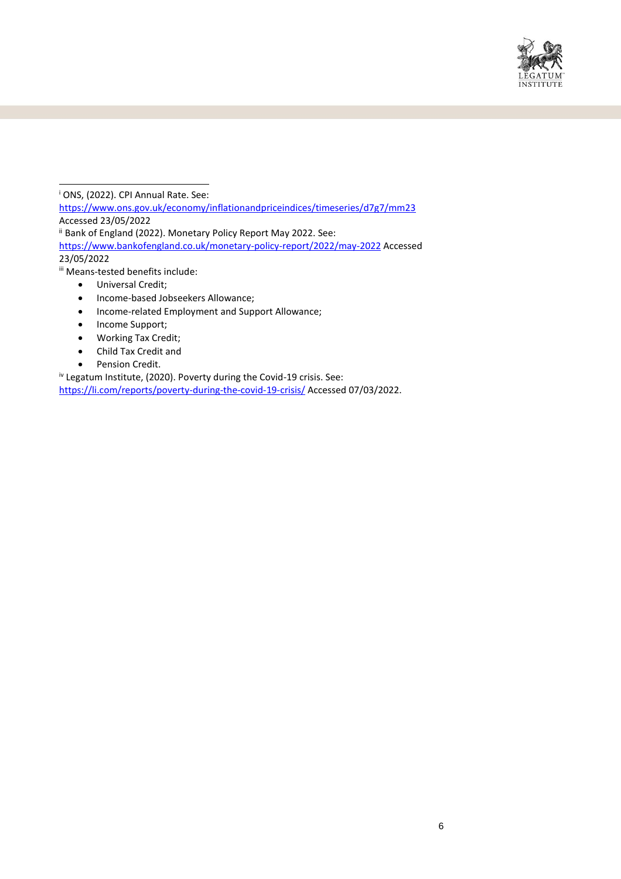[i] ONS, (2022). CPI Annual Rate. See: https://www.ons.gov.uk/economy/inflationandpriceindices/timeseries/d7g7/mm23 Accessed 23/05/2022

[ii] Bank of England (2022). Monetary Policy Report May 2022. See: https://www.bankofengland.co.uk/monetary-policy-report/2022/may-2022 Accessed 23/05/2022

[iii] Means-tested benefits include:

- Universal Credit;
- Income-based Jobseekers Allowance;
- Income-related Employment and Support Allowance;
- Income Support;
- Working Tax Credit;
- Child Tax Credit and
- Pension Credit.

[iv] Legatum Institute, (2020). Poverty during the Covid-19 crisis. See: https://li.com/reports/poverty-during-the-covid-19-crisis/ Accessed 07/03/2022.